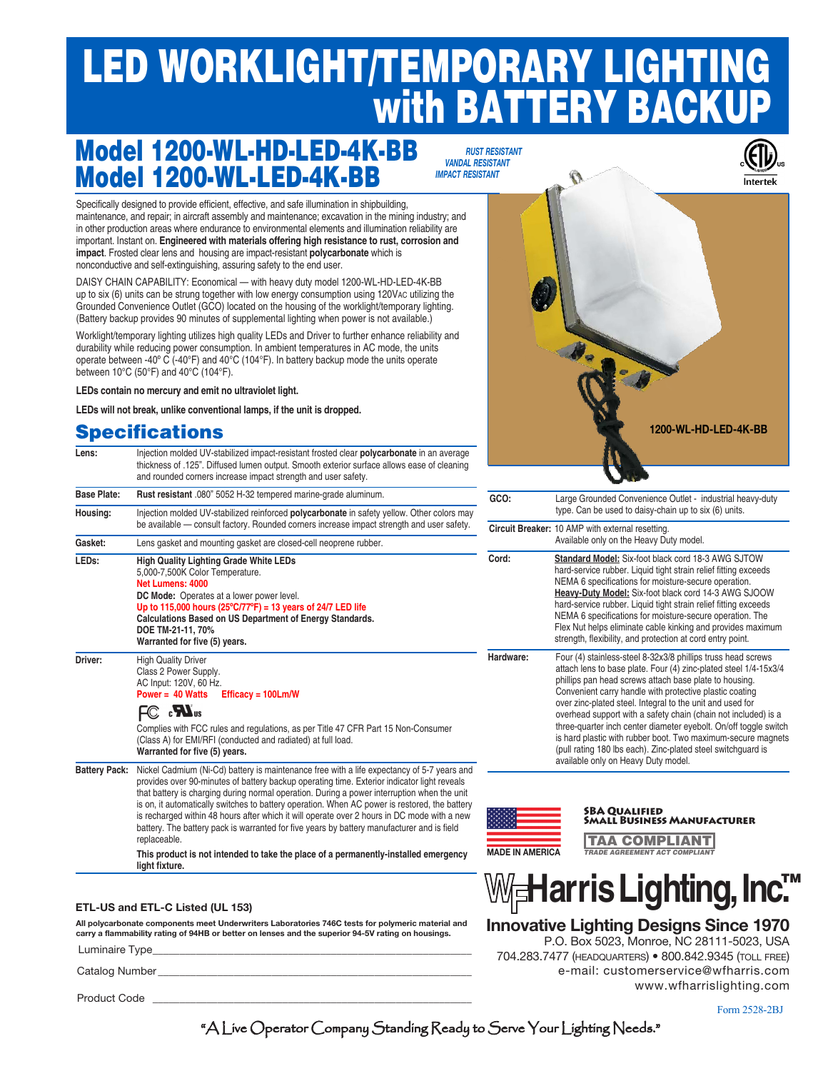# LED WORKLIGHT/TEMPORARY LIGHTING with BATTERY BACKUP

## Model 1200-WL-HD-LED-4K-BB
## Model 1200-WL-LED-4K-BB

*RUST RESISTANT*
*VANDAL RESISTANT*
*IMPACT RESISTANT*

Specifically designed to provide efficient, effective, and safe illumination in shipbuilding, maintenance, and repair; in aircraft assembly and maintenance; excavation in the mining industry; and in other production areas where endurance to environmental elements and illumination reliability are important. Instant on. **Engineered with materials offering high resistance to rust, corrosion and impact**. Frosted clear lens and housing are impact-resistant **polycarbonate** which is nonconductive and self-extinguishing, assuring safety to the end user.

DAISY CHAIN CAPABILITY: Economical — with heavy duty model 1200-WL-HD-LED-4K-BB up to six (6) units can be strung together with low energy consumption using 120VAC utilizing the Grounded Convenience Outlet (GCO) located on the housing of the worklight/temporary lighting. (Battery backup provides 90 minutes of supplemental lighting when power is not available.)

Worklight/temporary lighting utilizes high quality LEDs and Driver to further enhance reliability and durability while reducing power consumption. In ambient temperatures in AC mode, the units operate between -40° C (-40°F) and 40°C (104°F). In battery backup mode the units operate between 10°C (50°F) and 40°C (104°F).

**LEDs contain no mercury and emit no ultraviolet light.**

**LEDs will not break, unlike conventional lamps, if the unit is dropped.**

1200-WL-HD-LED-4K-BB

## Specifications

| | |
|---|---|
| **Lens:** | Injection molded UV-stabilized impact-resistant frosted clear **polycarbonate** in an average thickness of .125". Diffused lumen output. Smooth exterior surface allows ease of cleaning and rounded corners increase impact strength and user safety. |
| **Base Plate:** | **Rust resistant** .080" 5052 H-32 tempered marine-grade aluminum. |
| **Housing:** | Injection molded UV-stabilized reinforced **polycarbonate** in safety yellow. Other colors may be available — consult factory. Rounded corners increase impact strength and user safety. |
| **Gasket:** | Lens gasket and mounting gasket are closed-cell neoprene rubber. |
| **LEDs:** | **High Quality Lighting Grade White LEDs** 5,000-7,500K Color Temperature. **Net Lumens: 4000** **DC Mode:** Operates at a lower power level. **Up to 115,000 hours (25°C/77°F) = 13 years of 24/7 LED life** **Calculations Based on US Department of Energy Standards. DOE TM-21-11, 70%** **Warranted for five (5) years.** |
| **Driver:** | High Quality Driver Class 2 Power Supply. AC Input: 120V, 60 Hz. **Power = 40 Watts** **Efficacy = 100Lm/W** FC cULus Complies with FCC rules and regulations, as per Title 47 CFR Part 15 Non-Consumer (Class A) for EMI/RFI (conducted and radiated) at full load. **Warranted for five (5) years.** |
| **Battery Pack:** | Nickel Cadmium (Ni-Cd) battery is maintenance free with a life expectancy of 5-7 years and provides over 90-minutes of battery backup operating time. Exterior indicator light reveals that battery is charging during normal operation. During a power interruption when the unit is on, it automatically switches to battery operation. When AC power is restored, the battery is recharged within 48 hours after which it will operate over 2 hours in DC mode with a new battery. The battery pack is warranted for five years by battery manufacturer and is field replaceable. **This product is not intended to take the place of a permanently-installed emergency light fixture.** |
| **GCO:** | Large Grounded Convenience Outlet - industrial heavy-duty type. Can be used to daisy-chain up to six (6) units. |
| **Circuit Breaker:** | 10 AMP with external resetting. Available only on the Heavy Duty model. |
| **Cord:** | **Standard Model:** Six-foot black cord 18-3 AWG SJTOW hard-service rubber. Liquid tight strain relief fitting exceeds NEMA 6 specifications for moisture-secure operation. **Heavy-Duty Model:** Six-foot black cord 14-3 AWG SJOOW hard-service rubber. Liquid tight strain relief fitting exceeds NEMA 6 specifications for moisture-secure operation. The Flex Nut helps eliminate cable kinking and provides maximum strength, flexibility, and protection at cord entry point. |
| **Hardware:** | Four (4) stainless-steel 8-32x3/8 phillips truss head screws attach lens to base plate. Four (4) zinc-plated steel 1/4-15x3/4 phillips pan head screws attach base plate to housing. Convenient carry handle with protective plastic coating over zinc-plated steel. Integral to the unit and used for overhead support with a safety chain (chain not included) is a three-quarter inch center diameter eyebolt. On/off toggle switch is hard plastic with rubber boot. Two maximum-secure magnets (pull rating 180 lbs each). Zinc-plated steel switchguard is available only on Heavy Duty model. |

**ETL-US and ETL-C Listed (UL 153)**

**All polycarbonate components meet Underwriters Laboratories 746C tests for polymeric material and carry a flammability rating of 94HB or better on lenses and the superior 94-5V rating on housings.**

Luminaire Type_______________________________________________

Catalog Number______________________________________________

Product Code ________________________________________________

MADE IN AMERICA

SBA QUALIFIED SMALL BUSINESS MANUFACTURER

TAA COMPLIANT
TRADE AGREEMENT ACT COMPLIANT

**WFHarris Lighting, Inc.™**

**Innovative Lighting Designs Since 1970**
P.O. Box 5023, Monroe, NC 28111-5023, USA
704.283.7477 (HEADQUARTERS) • 800.842.9345 (TOLL FREE)
e-mail: customerservice@wfharris.com
www.wfharrislighting.com

Form 2528-2BJ

"A Live Operator Company Standing Ready to Serve Your Lighting Needs."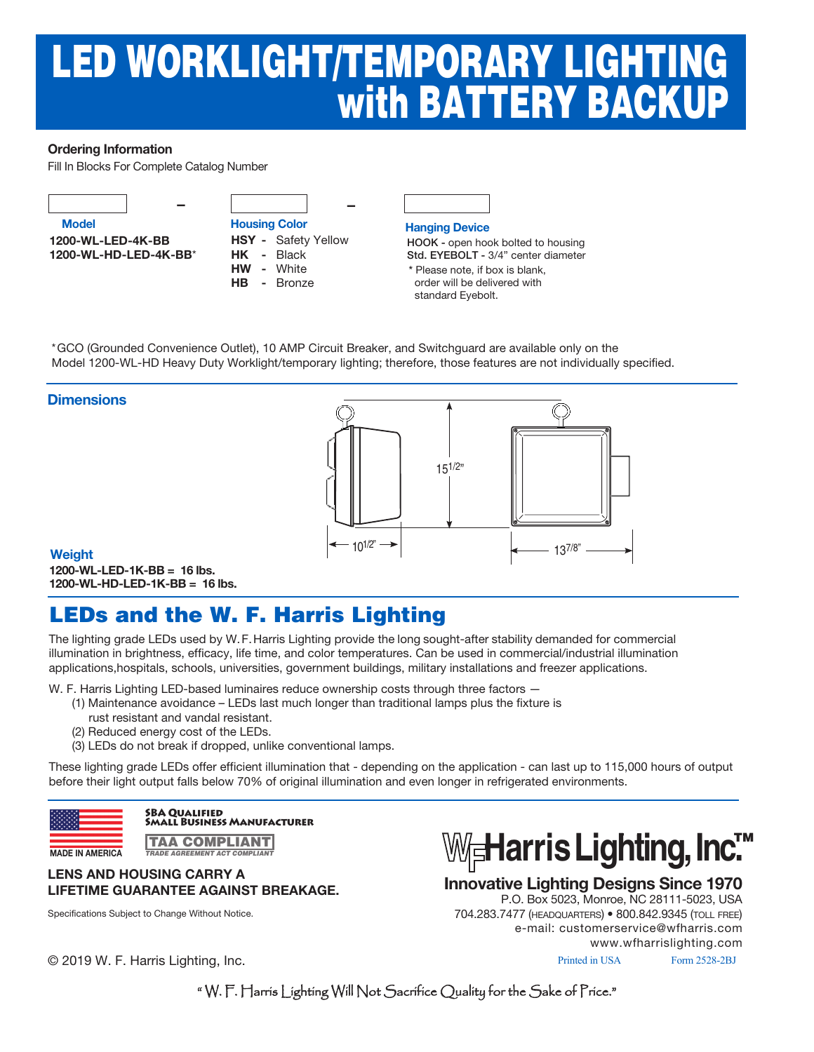# LED WORKLIGHT/TEMPORARY LIGHTING with BATTERY BACKUP

**Ordering Information**

Fill In Blocks For Complete Catalog Number

[ ] – [ ] – [ ]

**Model**

**1200-WL-LED-4K-BB**
**1200-WL-HD-LED-4K-BB***

**Housing Color**

**HSY** - Safety Yellow
**HK** - Black
**HW** - White
**HB** - Bronze

**Hanging Device**

**HOOK** - open hook bolted to housing
**Std. EYEBOLT** - 3/4" center diameter
* Please note, if box is blank, order will be delivered with standard Eyebolt.

*GCO (Grounded Convenience Outlet), 10 AMP Circuit Breaker, and Switchguard are available only on the Model 1200-WL-HD Heavy Duty Worklight/temporary lighting; therefore, those features are not individually specified.

## Dimensions

15 1/2"

10 1/2"

13 7/8"

## Weight

**1200-WL-LED-1K-BB = 16 lbs.**
**1200-WL-HD-LED-1K-BB = 16 lbs.**

## LEDs and the W. F. Harris Lighting

The lighting grade LEDs used by W. F. Harris Lighting provide the long sought-after stability demanded for commercial illumination in brightness, efficacy, life time, and color temperatures. Can be used in commercial/industrial illumination applications,hospitals, schools, universities, government buildings, military installations and freezer applications.

W. F. Harris Lighting LED-based luminaires reduce ownership costs through three factors —

(1) Maintenance avoidance – LEDs last much longer than traditional lamps plus the fixture is rust resistant and vandal resistant.
(2) Reduced energy cost of the LEDs.
(3) LEDs do not break if dropped, unlike conventional lamps.

These lighting grade LEDs offer efficient illumination that - depending on the application - can last up to 115,000 hours of output before their light output falls below 70% of original illumination and even longer in refrigerated environments.

MADE IN AMERICA

SBA QUALIFIED SMALL BUSINESS MANUFACTURER

TAA COMPLIANT
TRADE AGREEMENT ACT COMPLIANT

**LENS AND HOUSING CARRY A LIFETIME GUARANTEE AGAINST BREAKAGE.**

Specifications Subject to Change Without Notice.

WF Harris Lighting, Inc.™

**Innovative Lighting Designs Since 1970**

P.O. Box 5023, Monroe, NC 28111-5023, USA
704.283.7477 (HEADQUARTERS) • 800.842.9345 (TOLL FREE)
e-mail: customerservice@wfharris.com
www.wfharrislighting.com

© 2019 W. F. Harris Lighting, Inc.

Printed in USA    Form 2528-2BJ

"W. F. Harris Lighting Will Not Sacrifice Quality for the Sake of Price."